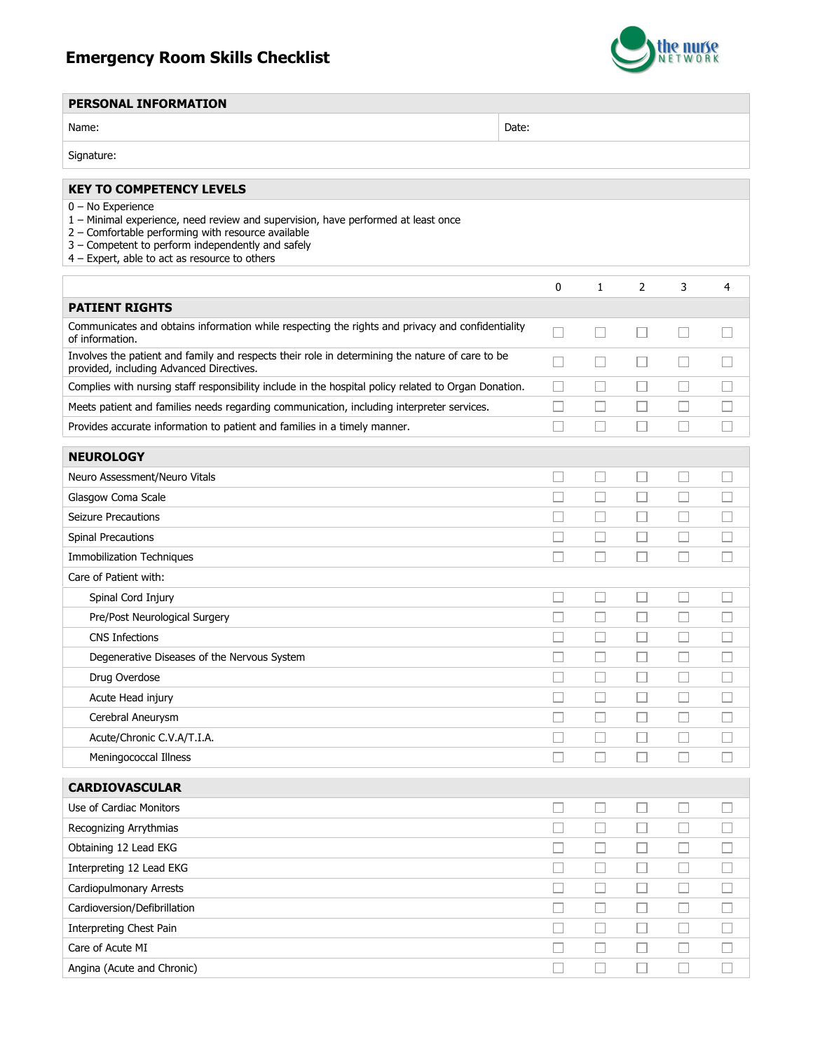# Emergency Room Skills Checklist

the nurse NETWORK

| PERSONAL INFORMATION | |
|---|---|
| Name: | Date: |
| Signature: | |

**KEY TO COMPETENCY LEVELS**

0 – No Experience
1 – Minimal experience, need review and supervision, have performed at least once
2 – Comfortable performing with resource available
3 – Competent to perform independently and safely
4 – Expert, able to act as resource to others

| | 0 | 1 | 2 | 3 | 4 |
|---|---|---|---|---|---|
| **PATIENT RIGHTS** | | | | | |
| Communicates and obtains information while respecting the rights and privacy and confidentiality of information. | ☐ | ☐ | ☐ | ☐ | ☐ |
| Involves the patient and family and respects their role in determining the nature of care to be provided, including Advanced Directives. | ☐ | ☐ | ☐ | ☐ | ☐ |
| Complies with nursing staff responsibility include in the hospital policy related to Organ Donation. | ☐ | ☐ | ☐ | ☐ | ☐ |
| Meets patient and families needs regarding communication, including interpreter services. | ☐ | ☐ | ☐ | ☐ | ☐ |
| Provides accurate information to patient and families in a timely manner. | ☐ | ☐ | ☐ | ☐ | ☐ |
| **NEUROLOGY** | | | | | |
| Neuro Assessment/Neuro Vitals | ☐ | ☐ | ☐ | ☐ | ☐ |
| Glasgow Coma Scale | ☐ | ☐ | ☐ | ☐ | ☐ |
| Seizure Precautions | ☐ | ☐ | ☐ | ☐ | ☐ |
| Spinal Precautions | ☐ | ☐ | ☐ | ☐ | ☐ |
| Immobilization Techniques | ☐ | ☐ | ☐ | ☐ | ☐ |
| Care of Patient with: | | | | | |
| Spinal Cord Injury | ☐ | ☐ | ☐ | ☐ | ☐ |
| Pre/Post Neurological Surgery | ☐ | ☐ | ☐ | ☐ | ☐ |
| CNS Infections | ☐ | ☐ | ☐ | ☐ | ☐ |
| Degenerative Diseases of the Nervous System | ☐ | ☐ | ☐ | ☐ | ☐ |
| Drug Overdose | ☐ | ☐ | ☐ | ☐ | ☐ |
| Acute Head injury | ☐ | ☐ | ☐ | ☐ | ☐ |
| Cerebral Aneurysm | ☐ | ☐ | ☐ | ☐ | ☐ |
| Acute/Chronic C.V.A/T.I.A. | ☐ | ☐ | ☐ | ☐ | ☐ |
| Meningococcal Illness | ☐ | ☐ | ☐ | ☐ | ☐ |
| **CARDIOVASCULAR** | | | | | |
| Use of Cardiac Monitors | ☐ | ☐ | ☐ | ☐ | ☐ |
| Recognizing Arrythmias | ☐ | ☐ | ☐ | ☐ | ☐ |
| Obtaining 12 Lead EKG | ☐ | ☐ | ☐ | ☐ | ☐ |
| Interpreting 12 Lead EKG | ☐ | ☐ | ☐ | ☐ | ☐ |
| Cardiopulmonary Arrests | ☐ | ☐ | ☐ | ☐ | ☐ |
| Cardioversion/Defibrillation | ☐ | ☐ | ☐ | ☐ | ☐ |
| Interpreting Chest Pain | ☐ | ☐ | ☐ | ☐ | ☐ |
| Care of Acute MI | ☐ | ☐ | ☐ | ☐ | ☐ |
| Angina (Acute and Chronic) | ☐ | ☐ | ☐ | ☐ | ☐ |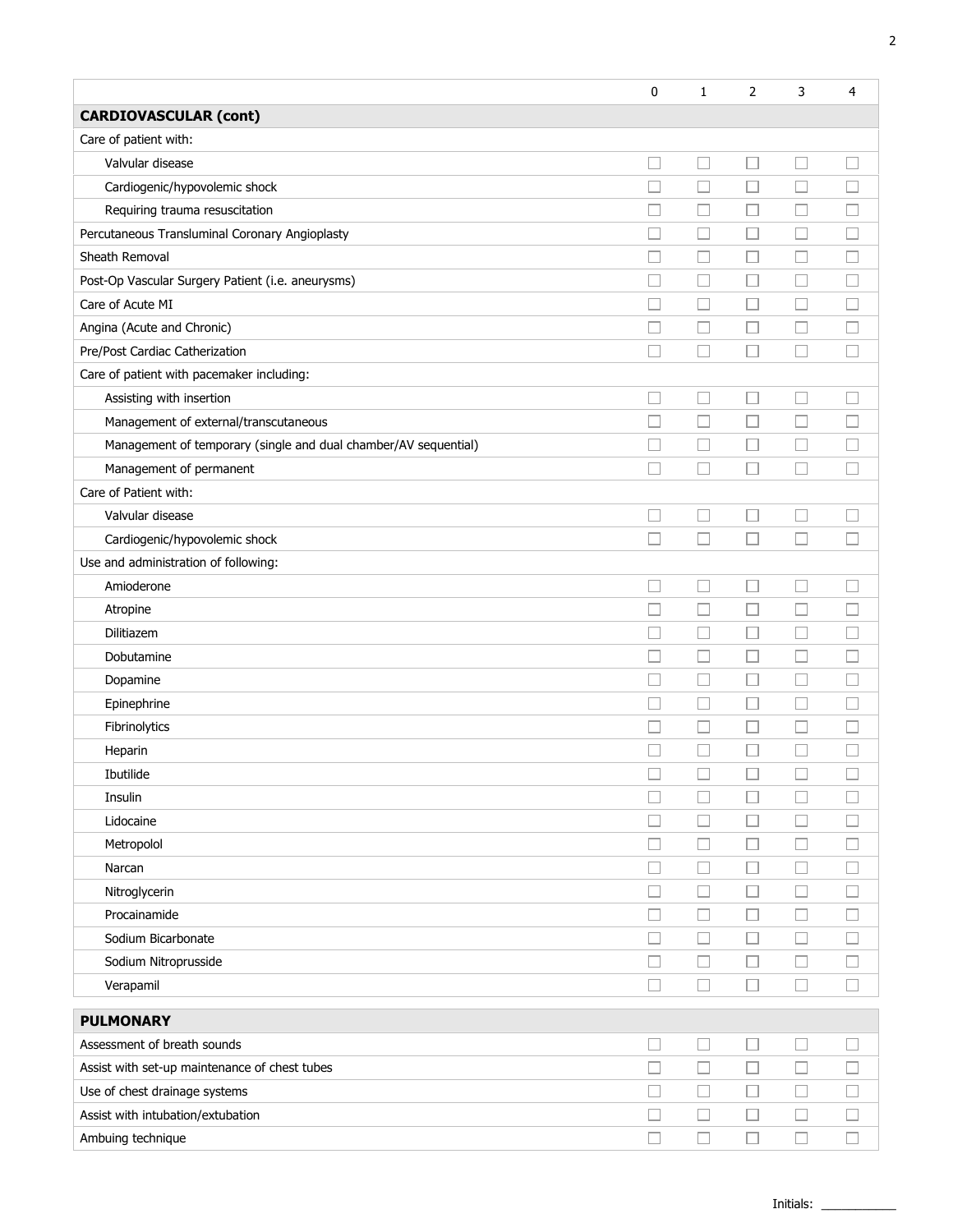| | 0 | 1 | 2 | 3 | 4 |
|---|---|---|---|---|---|
| **CARDIOVASCULAR (cont)** | | | | | |
| Care of patient with: | | | | | |
| Valvular disease | ☐ | ☐ | ☐ | ☐ | ☐ |
| Cardiogenic/hypovolemic shock | ☐ | ☐ | ☐ | ☐ | ☐ |
| Requiring trauma resuscitation | ☐ | ☐ | ☐ | ☐ | ☐ |
| Percutaneous Transluminal Coronary Angioplasty | ☐ | ☐ | ☐ | ☐ | ☐ |
| Sheath Removal | ☐ | ☐ | ☐ | ☐ | ☐ |
| Post-Op Vascular Surgery Patient (i.e. aneurysms) | ☐ | ☐ | ☐ | ☐ | ☐ |
| Care of Acute MI | ☐ | ☐ | ☐ | ☐ | ☐ |
| Angina (Acute and Chronic) | ☐ | ☐ | ☐ | ☐ | ☐ |
| Pre/Post Cardiac Catherization | ☐ | ☐ | ☐ | ☐ | ☐ |
| Care of patient with pacemaker including: | | | | | |
| Assisting with insertion | ☐ | ☐ | ☐ | ☐ | ☐ |
| Management of external/transcutaneous | ☐ | ☐ | ☐ | ☐ | ☐ |
| Management of temporary (single and dual chamber/AV sequential) | ☐ | ☐ | ☐ | ☐ | ☐ |
| Management of permanent | ☐ | ☐ | ☐ | ☐ | ☐ |
| Care of Patient with: | | | | | |
| Valvular disease | ☐ | ☐ | ☐ | ☐ | ☐ |
| Cardiogenic/hypovolemic shock | ☐ | ☐ | ☐ | ☐ | ☐ |
| Use and administration of following: | | | | | |
| Amioderone | ☐ | ☐ | ☐ | ☐ | ☐ |
| Atropine | ☐ | ☐ | ☐ | ☐ | ☐ |
| Dilitiazem | ☐ | ☐ | ☐ | ☐ | ☐ |
| Dobutamine | ☐ | ☐ | ☐ | ☐ | ☐ |
| Dopamine | ☐ | ☐ | ☐ | ☐ | ☐ |
| Epinephrine | ☐ | ☐ | ☐ | ☐ | ☐ |
| Fibrinolytics | ☐ | ☐ | ☐ | ☐ | ☐ |
| Heparin | ☐ | ☐ | ☐ | ☐ | ☐ |
| Ibutilide | ☐ | ☐ | ☐ | ☐ | ☐ |
| Insulin | ☐ | ☐ | ☐ | ☐ | ☐ |
| Lidocaine | ☐ | ☐ | ☐ | ☐ | ☐ |
| Metropolol | ☐ | ☐ | ☐ | ☐ | ☐ |
| Narcan | ☐ | ☐ | ☐ | ☐ | ☐ |
| Nitroglycerin | ☐ | ☐ | ☐ | ☐ | ☐ |
| Procainamide | ☐ | ☐ | ☐ | ☐ | ☐ |
| Sodium Bicarbonate | ☐ | ☐ | ☐ | ☐ | ☐ |
| Sodium Nitroprusside | ☐ | ☐ | ☐ | ☐ | ☐ |
| Verapamil | ☐ | ☐ | ☐ | ☐ | ☐ |

| | | | | | |
|---|---|---|---|---|---|
| **PULMONARY** | | | | | |
| Assessment of breath sounds | ☐ | ☐ | ☐ | ☐ | ☐ |
| Assist with set-up maintenance of chest tubes | ☐ | ☐ | ☐ | ☐ | ☐ |
| Use of chest drainage systems | ☐ | ☐ | ☐ | ☐ | ☐ |
| Assist with intubation/extubation | ☐ | ☐ | ☐ | ☐ | ☐ |
| Ambuing technique | ☐ | ☐ | ☐ | ☐ | ☐ |

Initials: ___________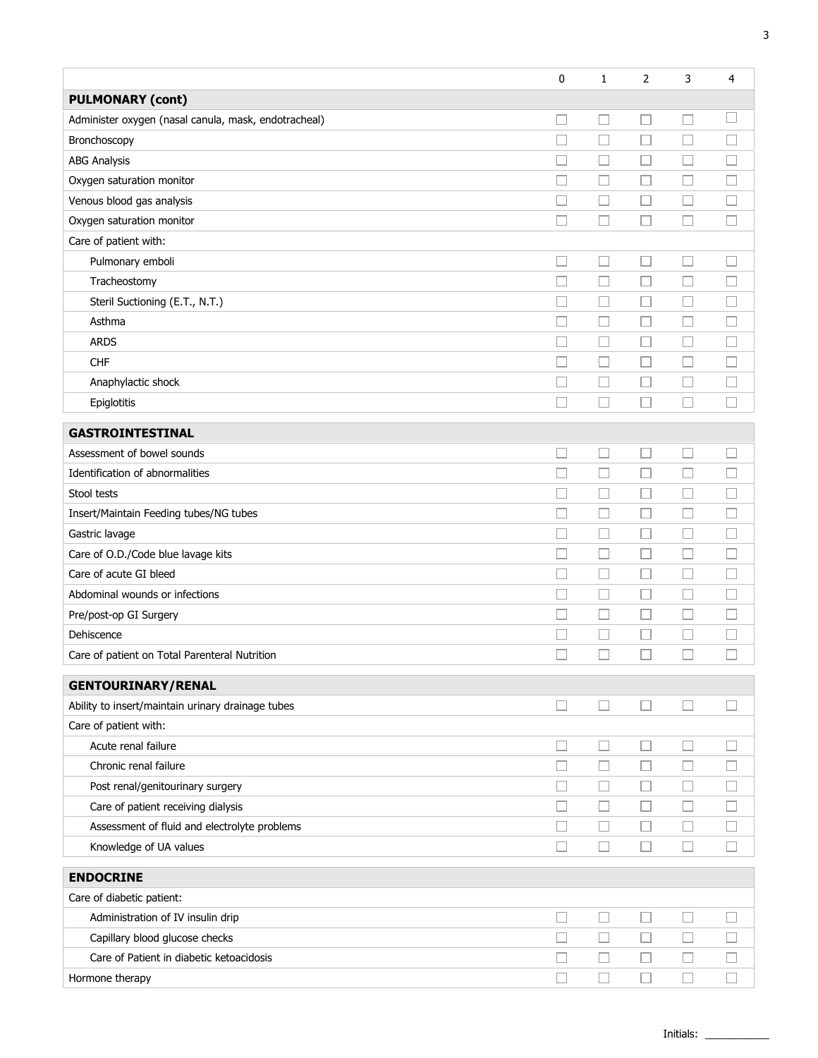| | 0 | 1 | 2 | 3 | 4 |
|---|---|---|---|---|---|
| **PULMONARY (cont)** | | | | | |
| Administer oxygen (nasal canula, mask, endotracheal) | ☐ | ☐ | ☐ | ☐ | ☐ |
| Bronchoscopy | ☐ | ☐ | ☐ | ☐ | ☐ |
| ABG Analysis | ☐ | ☐ | ☐ | ☐ | ☐ |
| Oxygen saturation monitor | ☐ | ☐ | ☐ | ☐ | ☐ |
| Venous blood gas analysis | ☐ | ☐ | ☐ | ☐ | ☐ |
| Oxygen saturation monitor | ☐ | ☐ | ☐ | ☐ | ☐ |
| Care of patient with: | | | | | |
| Pulmonary emboli | ☐ | ☐ | ☐ | ☐ | ☐ |
| Tracheostomy | ☐ | ☐ | ☐ | ☐ | ☐ |
| Steril Suctioning (E.T., N.T.) | ☐ | ☐ | ☐ | ☐ | ☐ |
| Asthma | ☐ | ☐ | ☐ | ☐ | ☐ |
| ARDS | ☐ | ☐ | ☐ | ☐ | ☐ |
| CHF | ☐ | ☐ | ☐ | ☐ | ☐ |
| Anaphylactic shock | ☐ | ☐ | ☐ | ☐ | ☐ |
| Epiglotitis | ☐ | ☐ | ☐ | ☐ | ☐ |
| **GASTROINTESTINAL** | | | | | |
| Assessment of bowel sounds | ☐ | ☐ | ☐ | ☐ | ☐ |
| Identification of abnormalities | ☐ | ☐ | ☐ | ☐ | ☐ |
| Stool tests | ☐ | ☐ | ☐ | ☐ | ☐ |
| Insert/Maintain Feeding tubes/NG tubes | ☐ | ☐ | ☐ | ☐ | ☐ |
| Gastric lavage | ☐ | ☐ | ☐ | ☐ | ☐ |
| Care of O.D./Code blue lavage kits | ☐ | ☐ | ☐ | ☐ | ☐ |
| Care of acute GI bleed | ☐ | ☐ | ☐ | ☐ | ☐ |
| Abdominal wounds or infections | ☐ | ☐ | ☐ | ☐ | ☐ |
| Pre/post-op GI Surgery | ☐ | ☐ | ☐ | ☐ | ☐ |
| Dehiscence | ☐ | ☐ | ☐ | ☐ | ☐ |
| Care of patient on Total Parenteral Nutrition | ☐ | ☐ | ☐ | ☐ | ☐ |
| **GENTOURINARY/RENAL** | | | | | |
| Ability to insert/maintain urinary drainage tubes | ☐ | ☐ | ☐ | ☐ | ☐ |
| Care of patient with: | | | | | |
| Acute renal failure | ☐ | ☐ | ☐ | ☐ | ☐ |
| Chronic renal failure | ☐ | ☐ | ☐ | ☐ | ☐ |
| Post renal/genitourinary surgery | ☐ | ☐ | ☐ | ☐ | ☐ |
| Care of patient receiving dialysis | ☐ | ☐ | ☐ | ☐ | ☐ |
| Assessment of fluid and electrolyte problems | ☐ | ☐ | ☐ | ☐ | ☐ |
| Knowledge of UA values | ☐ | ☐ | ☐ | ☐ | ☐ |
| **ENDOCRINE** | | | | | |
| Care of diabetic patient: | | | | | |
| Administration of IV insulin drip | ☐ | ☐ | ☐ | ☐ | ☐ |
| Capillary blood glucose checks | ☐ | ☐ | ☐ | ☐ | ☐ |
| Care of Patient in diabetic ketoacidosis | ☐ | ☐ | ☐ | ☐ | ☐ |
| Hormone therapy | ☐ | ☐ | ☐ | ☐ | ☐ |

Initials: ___________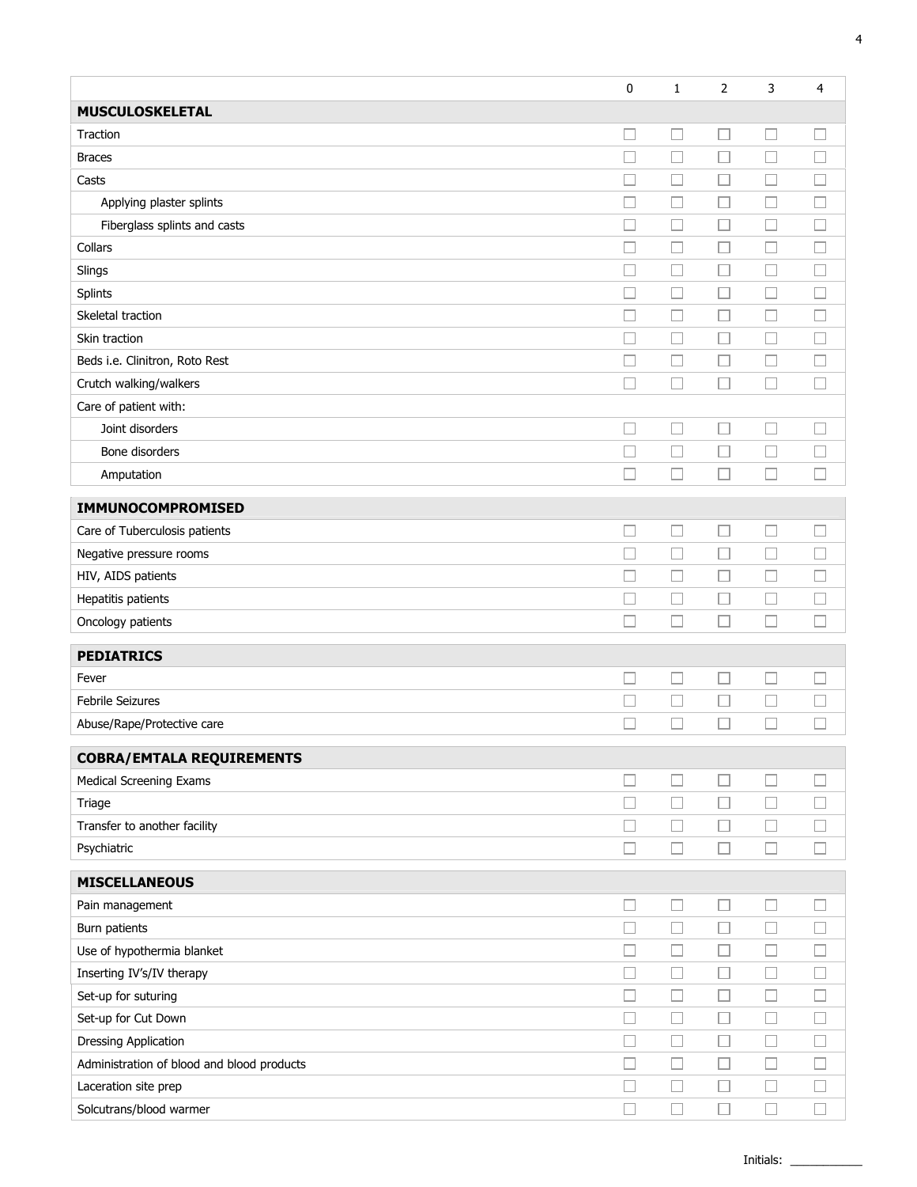| | 0 | 1 | 2 | 3 | 4 |
|---|---|---|---|---|---|
| **MUSCULOSKELETAL** | | | | | |
| Traction | ☐ | ☐ | ☐ | ☐ | ☐ |
| Braces | ☐ | ☐ | ☐ | ☐ | ☐ |
| Casts | ☐ | ☐ | ☐ | ☐ | ☐ |
| Applying plaster splints | ☐ | ☐ | ☐ | ☐ | ☐ |
| Fiberglass splints and casts | ☐ | ☐ | ☐ | ☐ | ☐ |
| Collars | ☐ | ☐ | ☐ | ☐ | ☐ |
| Slings | ☐ | ☐ | ☐ | ☐ | ☐ |
| Splints | ☐ | ☐ | ☐ | ☐ | ☐ |
| Skeletal traction | ☐ | ☐ | ☐ | ☐ | ☐ |
| Skin traction | ☐ | ☐ | ☐ | ☐ | ☐ |
| Beds i.e. Clinitron, Roto Rest | ☐ | ☐ | ☐ | ☐ | ☐ |
| Crutch walking/walkers | ☐ | ☐ | ☐ | ☐ | ☐ |
| Care of patient with: | | | | | |
| Joint disorders | ☐ | ☐ | ☐ | ☐ | ☐ |
| Bone disorders | ☐ | ☐ | ☐ | ☐ | ☐ |
| Amputation | ☐ | ☐ | ☐ | ☐ | ☐ |
| **IMMUNOCOMPROMISED** | | | | | |
| Care of Tuberculosis patients | ☐ | ☐ | ☐ | ☐ | ☐ |
| Negative pressure rooms | ☐ | ☐ | ☐ | ☐ | ☐ |
| HIV, AIDS patients | ☐ | ☐ | ☐ | ☐ | ☐ |
| Hepatitis patients | ☐ | ☐ | ☐ | ☐ | ☐ |
| Oncology patients | ☐ | ☐ | ☐ | ☐ | ☐ |
| **PEDIATRICS** | | | | | |
| Fever | ☐ | ☐ | ☐ | ☐ | ☐ |
| Febrile Seizures | ☐ | ☐ | ☐ | ☐ | ☐ |
| Abuse/Rape/Protective care | ☐ | ☐ | ☐ | ☐ | ☐ |
| **COBRA/EMTALA REQUIREMENTS** | | | | | |
| Medical Screening Exams | ☐ | ☐ | ☐ | ☐ | ☐ |
| Triage | ☐ | ☐ | ☐ | ☐ | ☐ |
| Transfer to another facility | ☐ | ☐ | ☐ | ☐ | ☐ |
| Psychiatric | ☐ | ☐ | ☐ | ☐ | ☐ |
| **MISCELLANEOUS** | | | | | |
| Pain management | ☐ | ☐ | ☐ | ☐ | ☐ |
| Burn patients | ☐ | ☐ | ☐ | ☐ | ☐ |
| Use of hypothermia blanket | ☐ | ☐ | ☐ | ☐ | ☐ |
| Inserting IV's/IV therapy | ☐ | ☐ | ☐ | ☐ | ☐ |
| Set-up for suturing | ☐ | ☐ | ☐ | ☐ | ☐ |
| Set-up for Cut Down | ☐ | ☐ | ☐ | ☐ | ☐ |
| Dressing Application | ☐ | ☐ | ☐ | ☐ | ☐ |
| Administration of blood and blood products | ☐ | ☐ | ☐ | ☐ | ☐ |
| Laceration site prep | ☐ | ☐ | ☐ | ☐ | ☐ |
| Solcutrans/blood warmer | ☐ | ☐ | ☐ | ☐ | ☐ |

Initials: ___________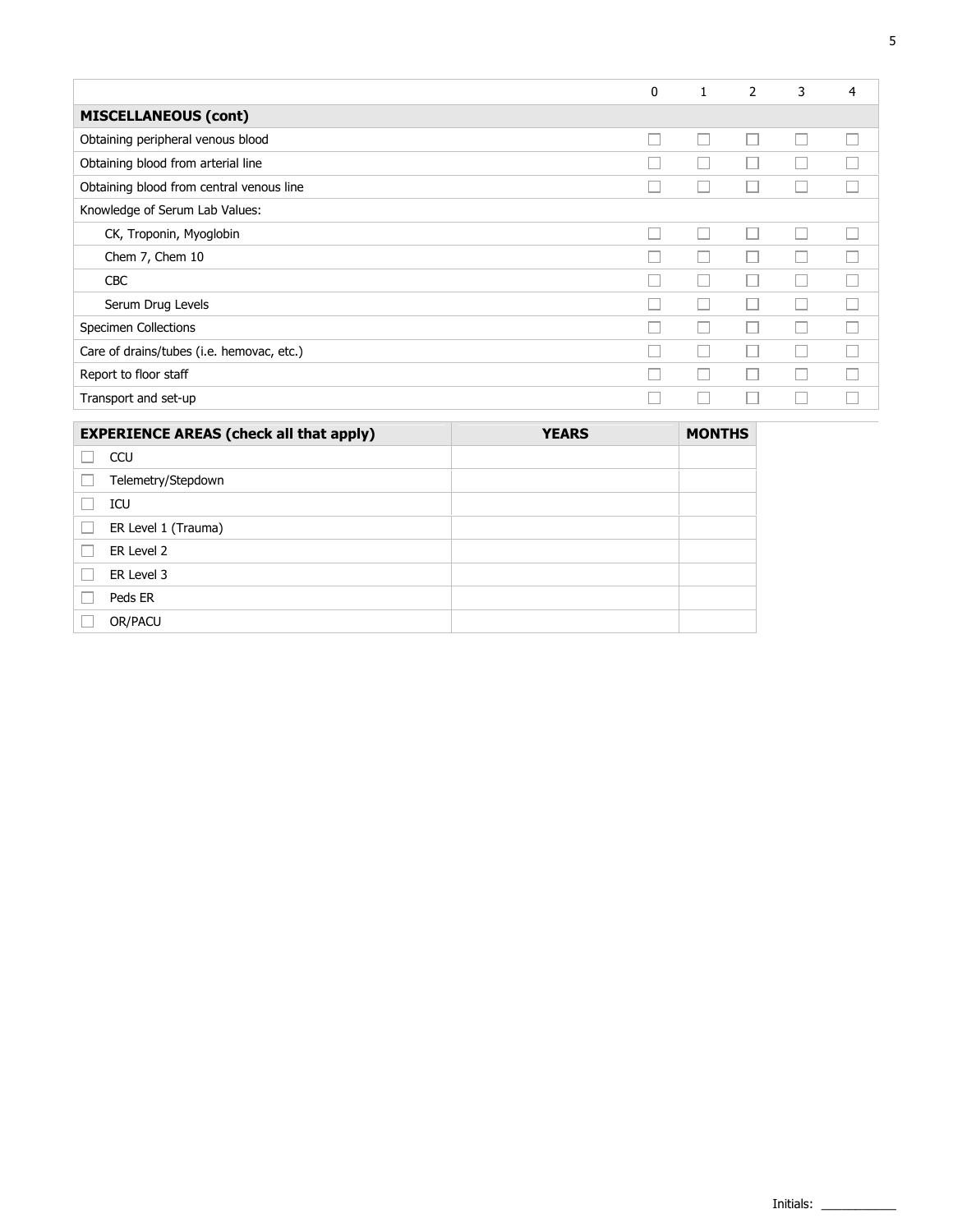| | 0 | 1 | 2 | 3 | 4 |
| --- | --- | --- | --- | --- | --- |
| **MISCELLANEOUS (cont)** | | | | | |
| Obtaining peripheral venous blood | ☐ | ☐ | ☐ | ☐ | ☐ |
| Obtaining blood from arterial line | ☐ | ☐ | ☐ | ☐ | ☐ |
| Obtaining blood from central venous line | ☐ | ☐ | ☐ | ☐ | ☐ |
| Knowledge of Serum Lab Values: | | | | | |
| CK, Troponin, Myoglobin | ☐ | ☐ | ☐ | ☐ | ☐ |
| Chem 7, Chem 10 | ☐ | ☐ | ☐ | ☐ | ☐ |
| CBC | ☐ | ☐ | ☐ | ☐ | ☐ |
| Serum Drug Levels | ☐ | ☐ | ☐ | ☐ | ☐ |
| Specimen Collections | ☐ | ☐ | ☐ | ☐ | ☐ |
| Care of drains/tubes (i.e. hemovac, etc.) | ☐ | ☐ | ☐ | ☐ | ☐ |
| Report to floor staff | ☐ | ☐ | ☐ | ☐ | ☐ |
| Transport and set-up | ☐ | ☐ | ☐ | ☐ | ☐ |

| **EXPERIENCE AREAS (check all that apply)** | **YEARS** | **MONTHS** |
| --- | --- | --- |
| ☐ CCU | | |
| ☐ Telemetry/Stepdown | | |
| ☐ ICU | | |
| ☐ ER Level 1 (Trauma) | | |
| ☐ ER Level 2 | | |
| ☐ ER Level 3 | | |
| ☐ Peds ER | | |
| ☐ OR/PACU | | |

Initials: ___________